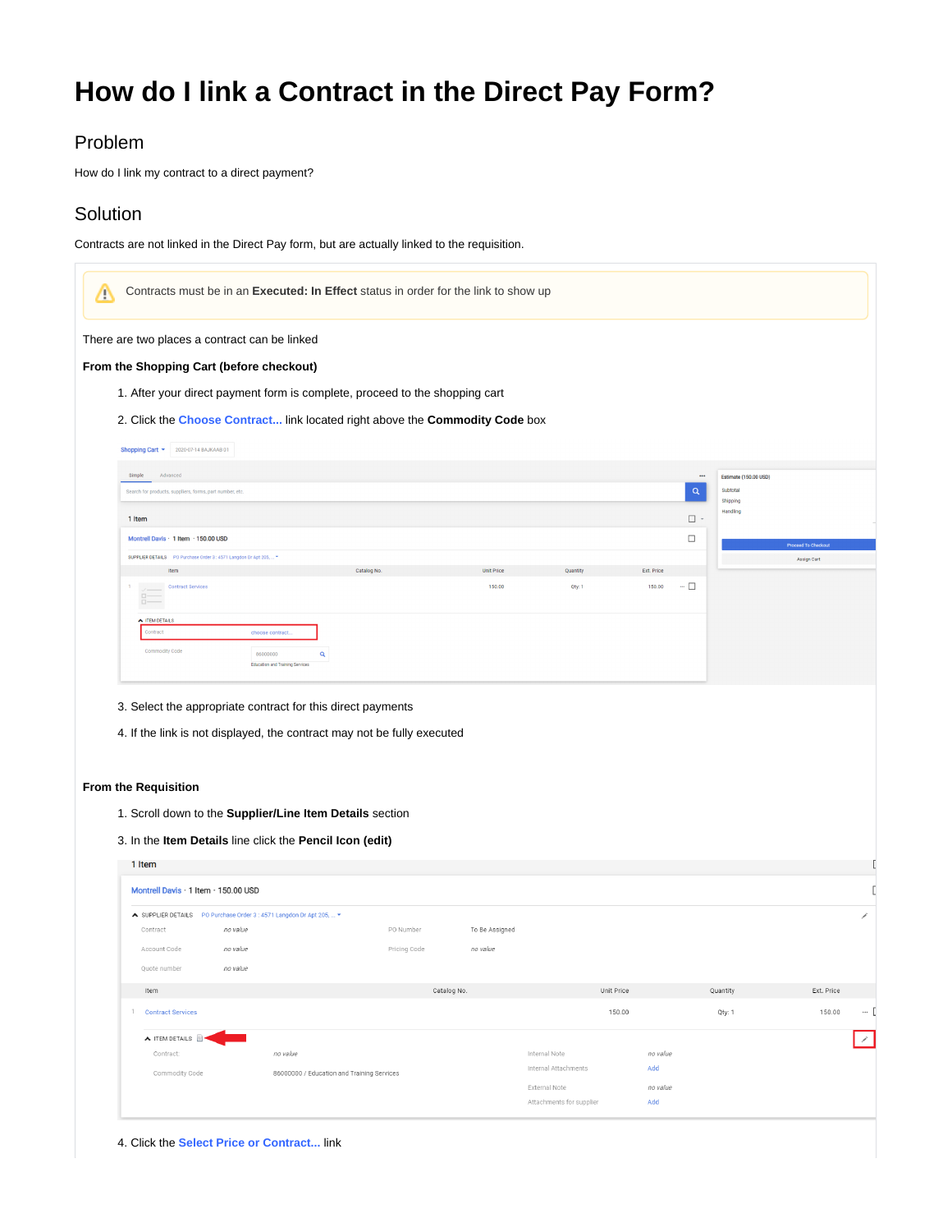# How do I link a Contract in the Direct Pay Form?

## Problem

How do I link my contract to a direct payment?

## Solution

Contracts are not linked in the Direct Pay form, but are actually linked to the requisition.

> ⚠️ Contracts must be in an **Executed: In Effect** status in order for the link to show up

There are two places a contract can be linked

**From the Shopping Cart (before checkout)**

1. After your direct payment form is complete, proceed to the shopping cart
2. Click the **Choose Contract...** link located right above the **Commodity Code** box

3. Select the appropriate contract for this direct payments
4. If the link is not displayed, the contract may not be fully executed

**From the Requisition**

1. Scroll down to the **Supplier/Line Item Details** section

3. In the **Item Details** line click the **Pencil Icon (edit)**

4. Click the **Select Price or Contract...** link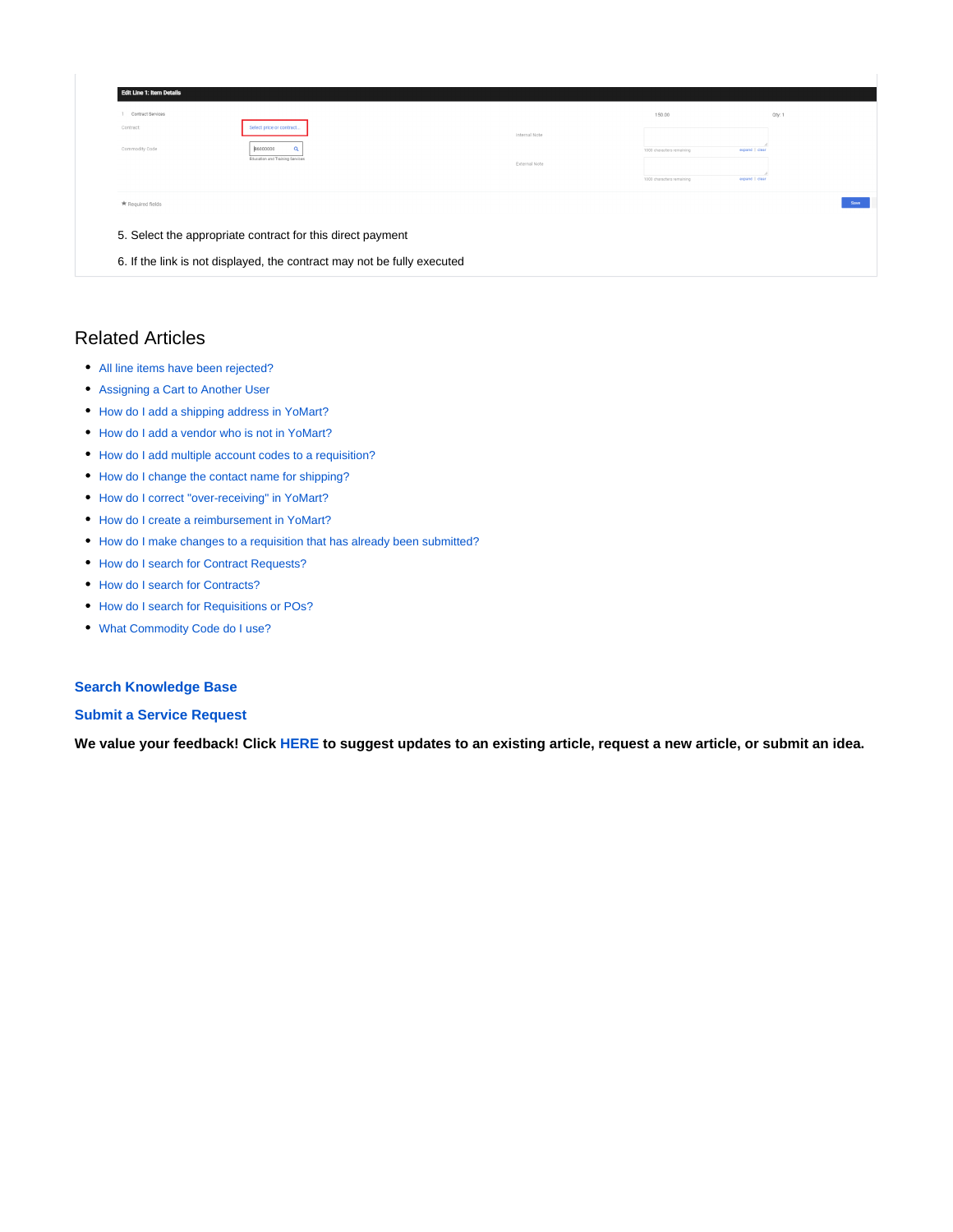5. Select the appropriate contract for this direct payment
6. If the link is not displayed, the contract may not be fully executed

## Related Articles

- All line items have been rejected?
- Assigning a Cart to Another User
- How do I add a shipping address in YoMart?
- How do I add a vendor who is not in YoMart?
- How do I add multiple account codes to a requisition?
- How do I change the contact name for shipping?
- How do I correct "over-receiving" in YoMart?
- How do I create a reimbursement in YoMart?
- How do I make changes to a requisition that has already been submitted?
- How do I search for Contract Requests?
- How do I search for Contracts?
- How do I search for Requisitions or POs?
- What Commodity Code do I use?

**Search Knowledge Base**

**Submit a Service Request**

**We value your feedback! Click HERE to suggest updates to an existing article, request a new article, or submit an idea.**